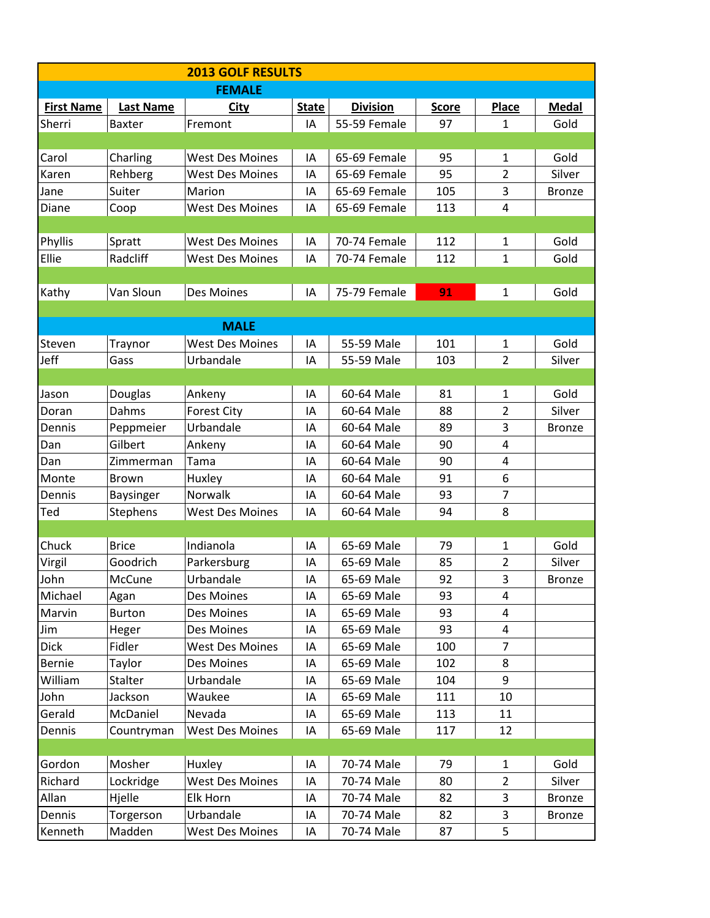## 2013 GOLF RESULTS

### FEMALE

| First Name | Last Name | City | State | Division | Score | Place | Medal |
|---|---|---|---|---|---|---|---|
| Sherri | Baxter | Fremont | IA | 55-59 Female | 97 | 1 | Gold |
| | | | | | | | |
| Carol | Charling | West Des Moines | IA | 65-69 Female | 95 | 1 | Gold |
| Karen | Rehberg | West Des Moines | IA | 65-69 Female | 95 | 2 | Silver |
| Jane | Suiter | Marion | IA | 65-69 Female | 105 | 3 | Bronze |
| Diane | Coop | West Des Moines | IA | 65-69 Female | 113 | 4 | |
| | | | | | | | |
| Phyllis | Spratt | West Des Moines | IA | 70-74 Female | 112 | 1 | Gold |
| Ellie | Radcliff | West Des Moines | IA | 70-74 Female | 112 | 1 | Gold |
| | | | | | | | |
| Kathy | Van Sloun | Des Moines | IA | 75-79 Female | 91 | 1 | Gold |

### MALE

| First Name | Last Name | City | State | Division | Score | Place | Medal |
|---|---|---|---|---|---|---|---|
| Steven | Traynor | West Des Moines | IA | 55-59 Male | 101 | 1 | Gold |
| Jeff | Gass | Urbandale | IA | 55-59 Male | 103 | 2 | Silver |
| | | | | | | | |
| Jason | Douglas | Ankeny | IA | 60-64 Male | 81 | 1 | Gold |
| Doran | Dahms | Forest City | IA | 60-64 Male | 88 | 2 | Silver |
| Dennis | Peppmeier | Urbandale | IA | 60-64 Male | 89 | 3 | Bronze |
| Dan | Gilbert | Ankeny | IA | 60-64 Male | 90 | 4 | |
| Dan | Zimmerman | Tama | IA | 60-64 Male | 90 | 4 | |
| Monte | Brown | Huxley | IA | 60-64 Male | 91 | 6 | |
| Dennis | Baysinger | Norwalk | IA | 60-64 Male | 93 | 7 | |
| Ted | Stephens | West Des Moines | IA | 60-64 Male | 94 | 8 | |
| | | | | | | | |
| Chuck | Brice | Indianola | IA | 65-69 Male | 79 | 1 | Gold |
| Virgil | Goodrich | Parkersburg | IA | 65-69 Male | 85 | 2 | Silver |
| John | McCune | Urbandale | IA | 65-69 Male | 92 | 3 | Bronze |
| Michael | Agan | Des Moines | IA | 65-69 Male | 93 | 4 | |
| Marvin | Burton | Des Moines | IA | 65-69 Male | 93 | 4 | |
| Jim | Heger | Des Moines | IA | 65-69 Male | 93 | 4 | |
| Dick | Fidler | West Des Moines | IA | 65-69 Male | 100 | 7 | |
| Bernie | Taylor | Des Moines | IA | 65-69 Male | 102 | 8 | |
| William | Stalter | Urbandale | IA | 65-69 Male | 104 | 9 | |
| John | Jackson | Waukee | IA | 65-69 Male | 111 | 10 | |
| Gerald | McDaniel | Nevada | IA | 65-69 Male | 113 | 11 | |
| Dennis | Countryman | West Des Moines | IA | 65-69 Male | 117 | 12 | |
| | | | | | | | |
| Gordon | Mosher | Huxley | IA | 70-74 Male | 79 | 1 | Gold |
| Richard | Lockridge | West Des Moines | IA | 70-74 Male | 80 | 2 | Silver |
| Allan | Hjelle | Elk Horn | IA | 70-74 Male | 82 | 3 | Bronze |
| Dennis | Torgerson | Urbandale | IA | 70-74 Male | 82 | 3 | Bronze |
| Kenneth | Madden | West Des Moines | IA | 70-74 Male | 87 | 5 | |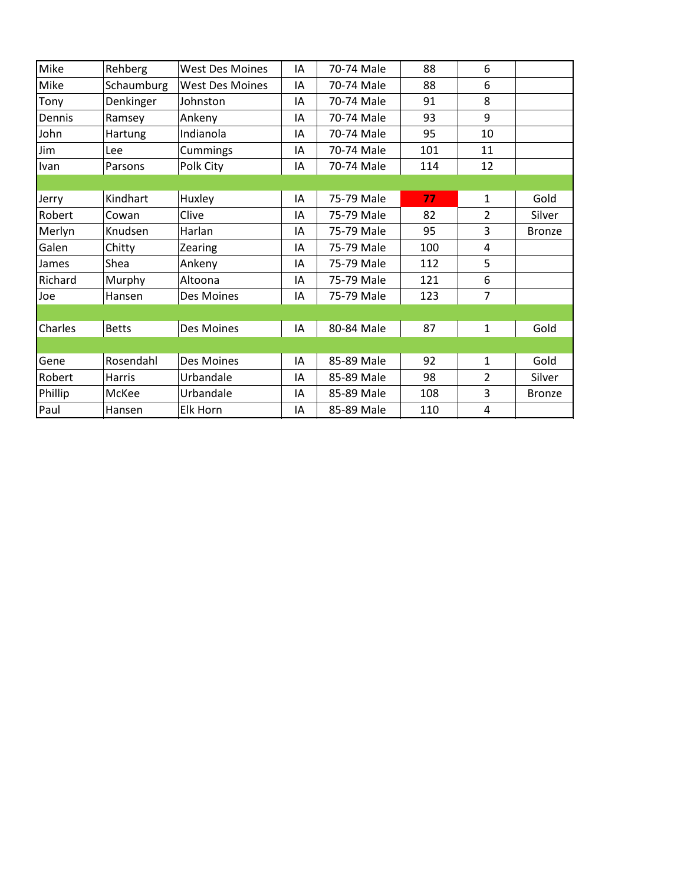| | | | | | | | |
|---|---|---|---|---|---|---|---|
| Mike | Rehberg | West Des Moines | IA | 70-74 Male | 88 | 6 | |
| Mike | Schaumburg | West Des Moines | IA | 70-74 Male | 88 | 6 | |
| Tony | Denkinger | Johnston | IA | 70-74 Male | 91 | 8 | |
| Dennis | Ramsey | Ankeny | IA | 70-74 Male | 93 | 9 | |
| John | Hartung | Indianola | IA | 70-74 Male | 95 | 10 | |
| Jim | Lee | Cummings | IA | 70-74 Male | 101 | 11 | |
| Ivan | Parsons | Polk City | IA | 70-74 Male | 114 | 12 | |
| | | | | | | | |
| Jerry | Kindhart | Huxley | IA | 75-79 Male | **77** | 1 | Gold |
| Robert | Cowan | Clive | IA | 75-79 Male | 82 | 2 | Silver |
| Merlyn | Knudsen | Harlan | IA | 75-79 Male | 95 | 3 | Bronze |
| Galen | Chitty | Zearing | IA | 75-79 Male | 100 | 4 | |
| James | Shea | Ankeny | IA | 75-79 Male | 112 | 5 | |
| Richard | Murphy | Altoona | IA | 75-79 Male | 121 | 6 | |
| Joe | Hansen | Des Moines | IA | 75-79 Male | 123 | 7 | |
| | | | | | | | |
| Charles | Betts | Des Moines | IA | 80-84 Male | 87 | 1 | Gold |
| | | | | | | | |
| Gene | Rosendahl | Des Moines | IA | 85-89 Male | 92 | 1 | Gold |
| Robert | Harris | Urbandale | IA | 85-89 Male | 98 | 2 | Silver |
| Phillip | McKee | Urbandale | IA | 85-89 Male | 108 | 3 | Bronze |
| Paul | Hansen | Elk Horn | IA | 85-89 Male | 110 | 4 | |